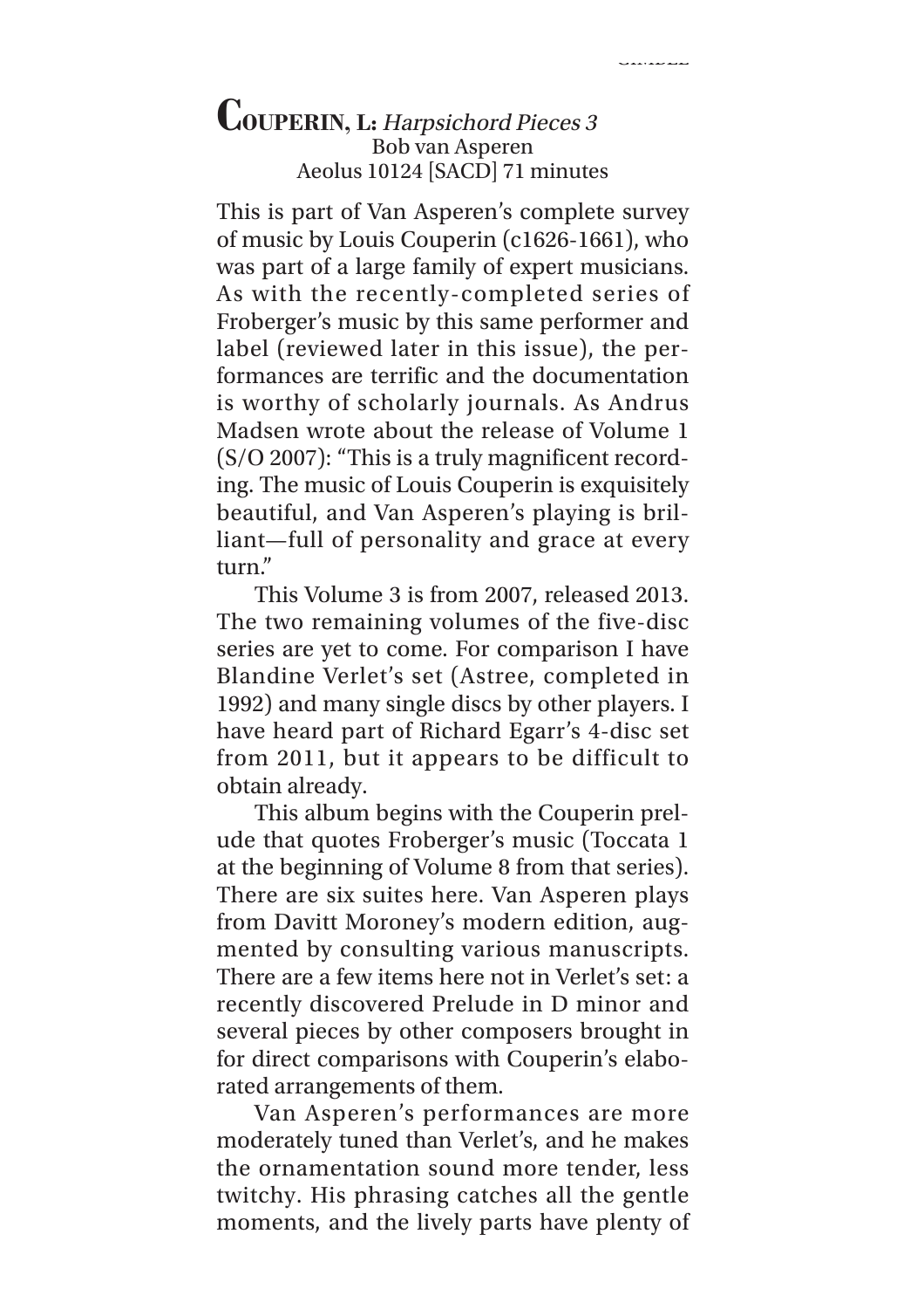## COUPERIN, L: *Harpsichord Pieces 3*

Bob van Asperen
Aeolus 10124 [SACD] 71 minutes

This is part of Van Asperen's complete survey of music by Louis Couperin (c1626-1661), who was part of a large family of expert musicians. As with the recently-completed series of Froberger's music by this same performer and label (reviewed later in this issue), the performances are terrific and the documentation is worthy of scholarly journals. As Andrus Madsen wrote about the release of Volume 1 (S/O 2007): "This is a truly magnificent recording. The music of Louis Couperin is exquisitely beautiful, and Van Asperen's playing is brilliant—full of personality and grace at every turn."

This Volume 3 is from 2007, released 2013. The two remaining volumes of the five-disc series are yet to come. For comparison I have Blandine Verlet's set (Astree, completed in 1992) and many single discs by other players. I have heard part of Richard Egarr's 4-disc set from 2011, but it appears to be difficult to obtain already.

This album begins with the Couperin prelude that quotes Froberger's music (Toccata 1 at the beginning of Volume 8 from that series). There are six suites here. Van Asperen plays from Davitt Moroney's modern edition, augmented by consulting various manuscripts. There are a few items here not in Verlet's set: a recently discovered Prelude in D minor and several pieces by other composers brought in for direct comparisons with Couperin's elaborated arrangements of them.

Van Asperen's performances are more moderately tuned than Verlet's, and he makes the ornamentation sound more tender, less twitchy. His phrasing catches all the gentle moments, and the lively parts have plenty of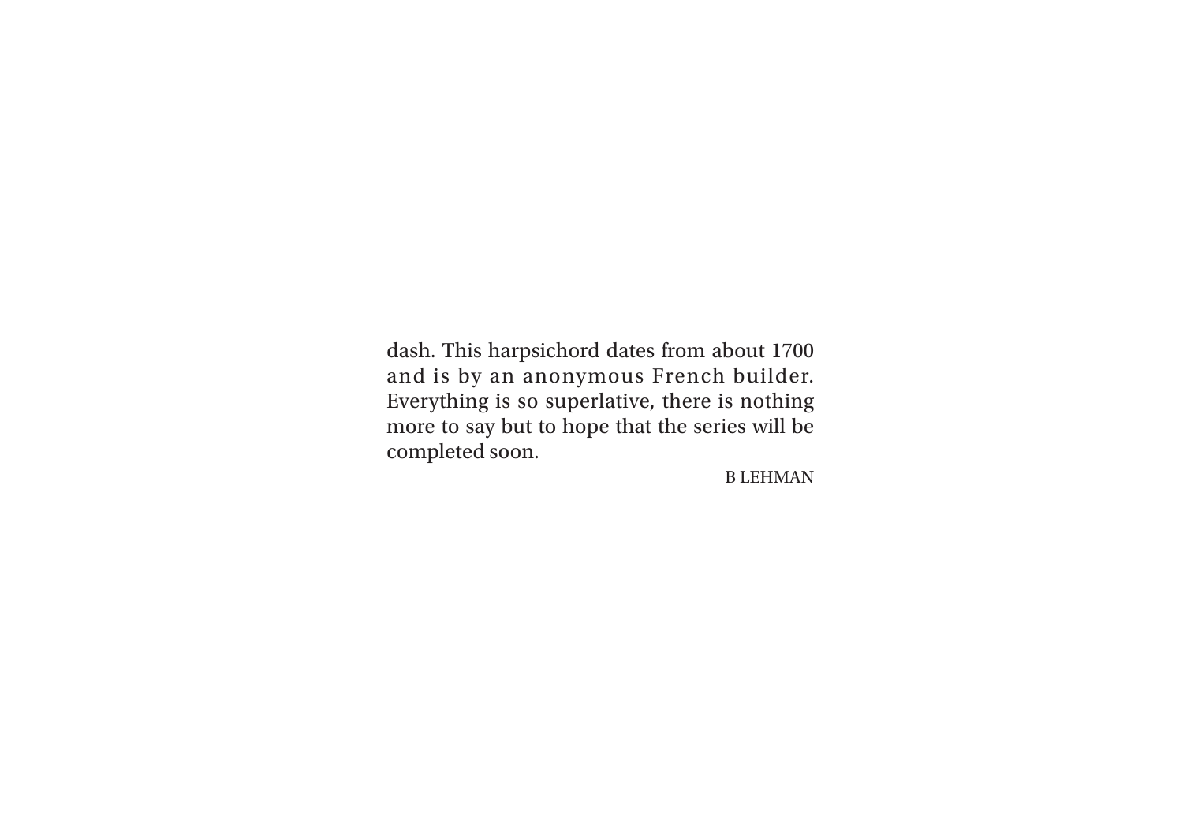dash. This harpsichord dates from about 1700 and is by an anonymous French builder. Everything is so superlative, there is nothing more to say but to hope that the series will be completed soon.

B LEHMAN